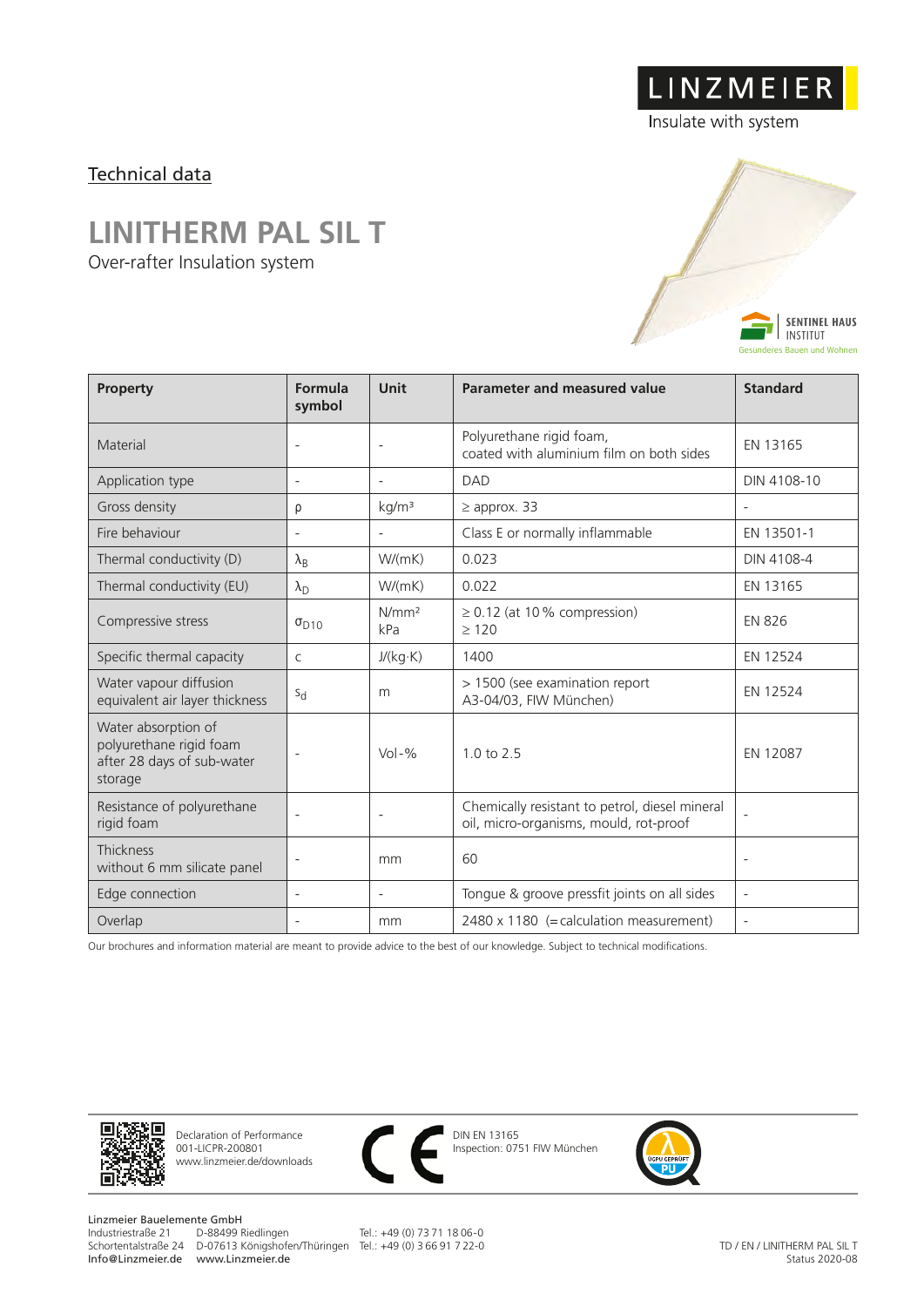LINZMEIER

Insulate with system

Technical data

# LINITHERM PAL SIL T

Over-rafter Insulation system

SENTINEL HAUS INSTITUT
Gesünderes Bauen und Wohnen

| Property | Formula symbol | Unit | Parameter and measured value | Standard |
|---|---|---|---|---|
| Material | - | - | Polyurethane rigid foam, coated with aluminium film on both sides | EN 13165 |
| Application type | - | - | DAD | DIN 4108-10 |
| Gross density | ρ | kg/m³ | ≥ approx. 33 | - |
| Fire behaviour | - | - | Class E or normally inflammable | EN 13501-1 |
| Thermal conductivity (D) | $\lambda_B$ | W/(mK) | 0.023 | DIN 4108-4 |
| Thermal conductivity (EU) | $\lambda_D$ | W/(mK) | 0.022 | EN 13165 |
| Compressive stress | $\sigma_{D10}$ | N/mm² kPa | ≥ 0.12 (at 10 % compression) ≥ 120 | EN 826 |
| Specific thermal capacity | c | J/(kg·K) | 1400 | EN 12524 |
| Water vapour diffusion equivalent air layer thickness | $s_d$ | m | > 1500 (see examination report A3-04/03, FIW München) | EN 12524 |
| Water absorption of polyurethane rigid foam after 28 days of sub-water storage | - | Vol-% | 1.0 to 2.5 | EN 12087 |
| Resistance of polyurethane rigid foam | - | - | Chemically resistant to petrol, diesel mineral oil, micro-organisms, mould, rot-proof | - |
| Thickness without 6 mm silicate panel | - | mm | 60 | - |
| Edge connection | - | - | Tongue & groove pressfit joints on all sides | - |
| Overlap | - | mm | 2480 x 1180 (=calculation measurement) | - |

Our brochures and information material are meant to provide advice to the best of our knowledge. Subject to technical modifications.

Declaration of Performance
001-LICPR-200801
www.linzmeier.de/downloads

DIN EN 13165
Inspection: 0751 FIW München

Linzmeier Bauelemente GmbH
Industriestraße 21 D-88499 Riedlingen Tel.: +49 (0) 73 71 18 06-0
Schortentalstraße 24 D-07613 Königshofen/Thüringen Tel.: +49 (0) 3 66 91 7 22-0
Info@Linzmeier.de www.Linzmeier.de

TD / EN / LINITHERM PAL SIL T
Status 2020-08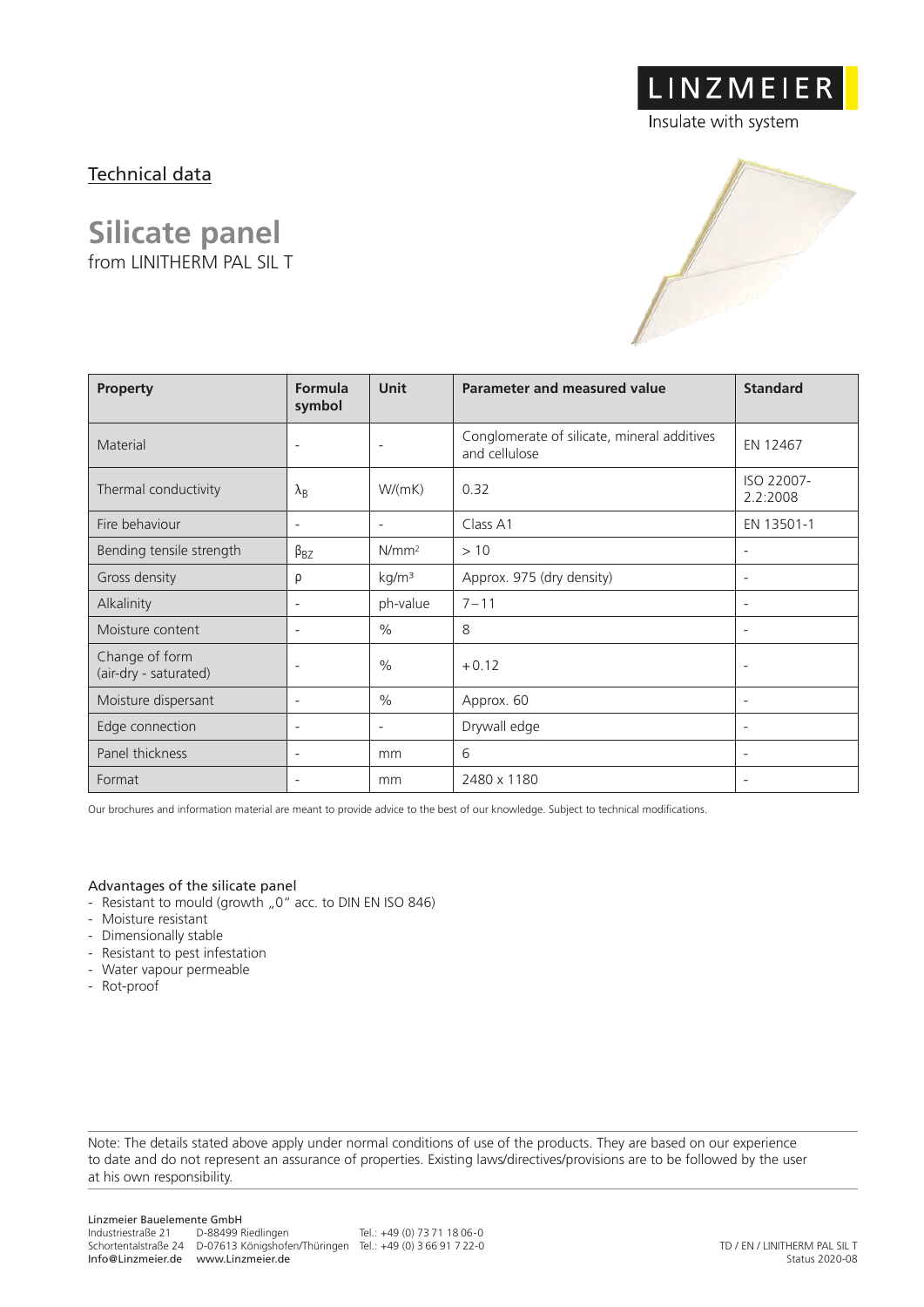LINZMEIER

Insulate with system

Technical data

# Silicate panel

from LINITHERM PAL SIL T

| Property | Formula symbol | Unit | Parameter and measured value | Standard |
|---|---|---|---|---|
| Material | - | - | Conglomerate of silicate, mineral additives and cellulose | EN 12467 |
| Thermal conductivity | $\lambda_B$ | W/(mK) | 0.32 | ISO 22007-2.2:2008 |
| Fire behaviour | - | - | Class A1 | EN 13501-1 |
| Bending tensile strength | $\beta_{BZ}$ | N/mm² | > 10 | - |
| Gross density | ρ | kg/m³ | Approx. 975 (dry density) | - |
| Alkalinity | - | ph-value | 7 – 11 | - |
| Moisture content | - | % | 8 | - |
| Change of form (air-dry - saturated) | - | % | + 0.12 | - |
| Moisture dispersant | - | % | Approx. 60 | - |
| Edge connection | - | - | Drywall edge | - |
| Panel thickness | - | mm | 6 | - |
| Format | - | mm | 2480 x 1180 | - |

Our brochures and information material are meant to provide advice to the best of our knowledge. Subject to technical modifications.

#### Advantages of the silicate panel

- Resistant to mould (growth „0" acc. to DIN EN ISO 846)
- Moisture resistant
- Dimensionally stable
- Resistant to pest infestation
- Water vapour permeable
- Rot-proof

Note: The details stated above apply under normal conditions of use of the products. They are based on our experience to date and do not represent an assurance of properties. Existing laws/directives/provisions are to be followed by the user at his own responsibility.

Linzmeier Bauelemente GmbH
Industriestraße 21 D-88499 Riedlingen Tel.: +49 (0) 73 71 18 06-0
Schortentalstraße 24 D-07613 Königshofen/Thüringen Tel.: +49 (0) 3 66 91 7 22-0
Info@Linzmeier.de www.Linzmeier.de

TD / EN / LINITHERM PAL SIL T
Status 2020-08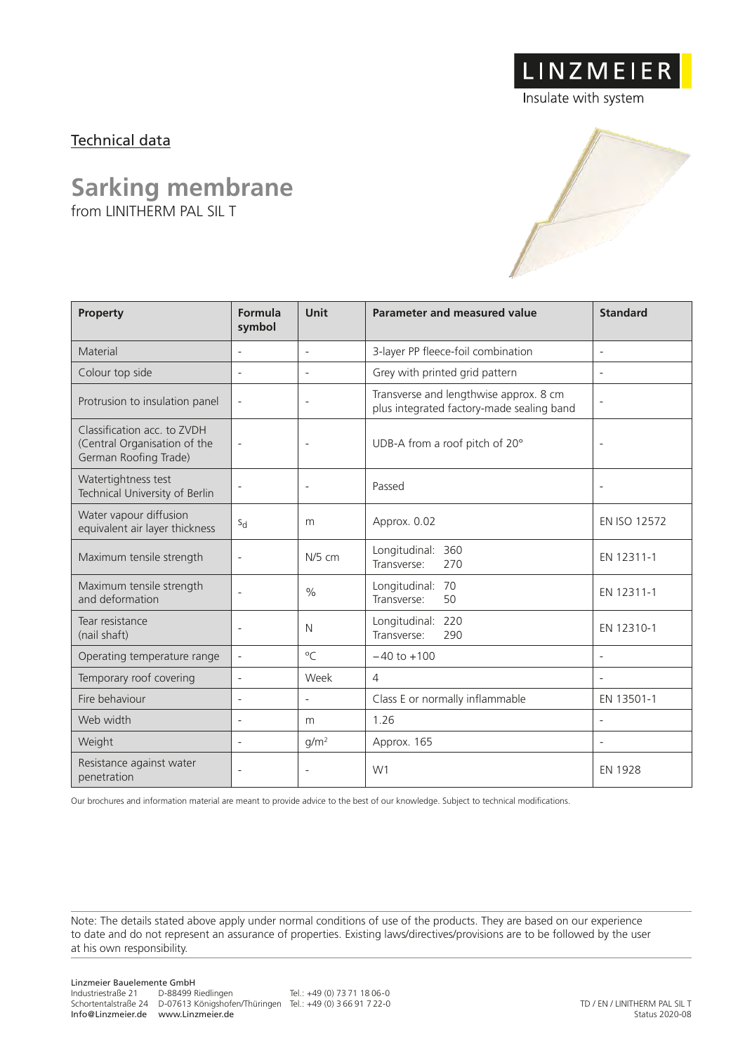LINZMEIER

Insulate with system

Technical data

# Sarking membrane

from LINITHERM PAL SIL T

| Property | Formula symbol | Unit | Parameter and measured value | Standard |
|---|---|---|---|---|
| Material | - | - | 3-layer PP fleece-foil combination | - |
| Colour top side | - | - | Grey with printed grid pattern | - |
| Protrusion to insulation panel | - | - | Transverse and lengthwise approx. 8 cm plus integrated factory-made sealing band | - |
| Classification acc. to ZVDH (Central Organisation of the German Roofing Trade) | - | - | UDB-A from a roof pitch of 20° | - |
| Watertightness test Technical University of Berlin | - | - | Passed | - |
| Water vapour diffusion equivalent air layer thickness | $s_d$ | m | Approx. 0.02 | EN ISO 12572 |
| Maximum tensile strength | - | N/5 cm | Longitudinal: 360<br>Transverse: 270 | EN 12311-1 |
| Maximum tensile strength and deformation | - | % | Longitudinal: 70<br>Transverse: 50 | EN 12311-1 |
| Tear resistance (nail shaft) | - | N | Longitudinal: 220<br>Transverse: 290 | EN 12310-1 |
| Operating temperature range | - | °C | −40 to +100 | - |
| Temporary roof covering | - | Week | 4 | - |
| Fire behaviour | - | - | Class E or normally inflammable | EN 13501-1 |
| Web width | - | m | 1.26 | - |
| Weight | - | g/m² | Approx. 165 | - |
| Resistance against water penetration | - | - | W1 | EN 1928 |

Our brochures and information material are meant to provide advice to the best of our knowledge. Subject to technical modifications.

Note: The details stated above apply under normal conditions of use of the products. They are based on our experience to date and do not represent an assurance of properties. Existing laws/directives/provisions are to be followed by the user at his own responsibility.

Linzmeier Bauelemente GmbH
Industriestraße 21 D-88499 Riedlingen Tel.: +49 (0) 73 71 18 06-0
Schortentalstraße 24 D-07613 Königshofen/Thüringen Tel.: +49 (0) 3 66 91 7 22-0
Info@Linzmeier.de www.Linzmeier.de

TD / EN / LINITHERM PAL SIL T
Status 2020-08